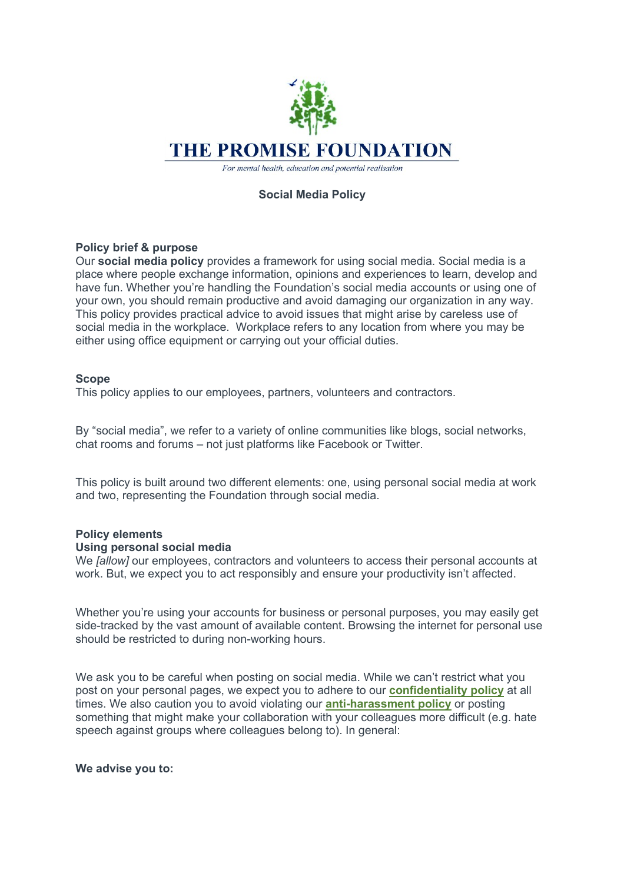# THE PROMISE FOUNDATION

*For mental health, education and potential realisation*

## Social Media Policy

### Policy brief & purpose

Our **social media policy** provides a framework for using social media. Social media is a place where people exchange information, opinions and experiences to learn, develop and have fun. Whether you're handling the Foundation's social media accounts or using one of your own, you should remain productive and avoid damaging our organization in any way. This policy provides practical advice to avoid issues that might arise by careless use of social media in the workplace. Workplace refers to any location from where you may be either using office equipment or carrying out your official duties.

### Scope

This policy applies to our employees, partners, volunteers and contractors.

By "social media", we refer to a variety of online communities like blogs, social networks, chat rooms and forums – not just platforms like Facebook or Twitter.

This policy is built around two different elements: one, using personal social media at work and two, representing the Foundation through social media.

### Policy elements

#### Using personal social media

We *[allow]* our employees, contractors and volunteers to access their personal accounts at work. But, we expect you to act responsibly and ensure your productivity isn't affected.

Whether you're using your accounts for business or personal purposes, you may easily get side-tracked by the vast amount of available content. Browsing the internet for personal use should be restricted to during non-working hours.

We ask you to be careful when posting on social media. While we can't restrict what you post on your personal pages, we expect you to adhere to our **confidentiality policy** at all times. We also caution you to avoid violating our **anti-harassment policy** or posting something that might make your collaboration with your colleagues more difficult (e.g. hate speech against groups where colleagues belong to). In general:

**We advise you to:**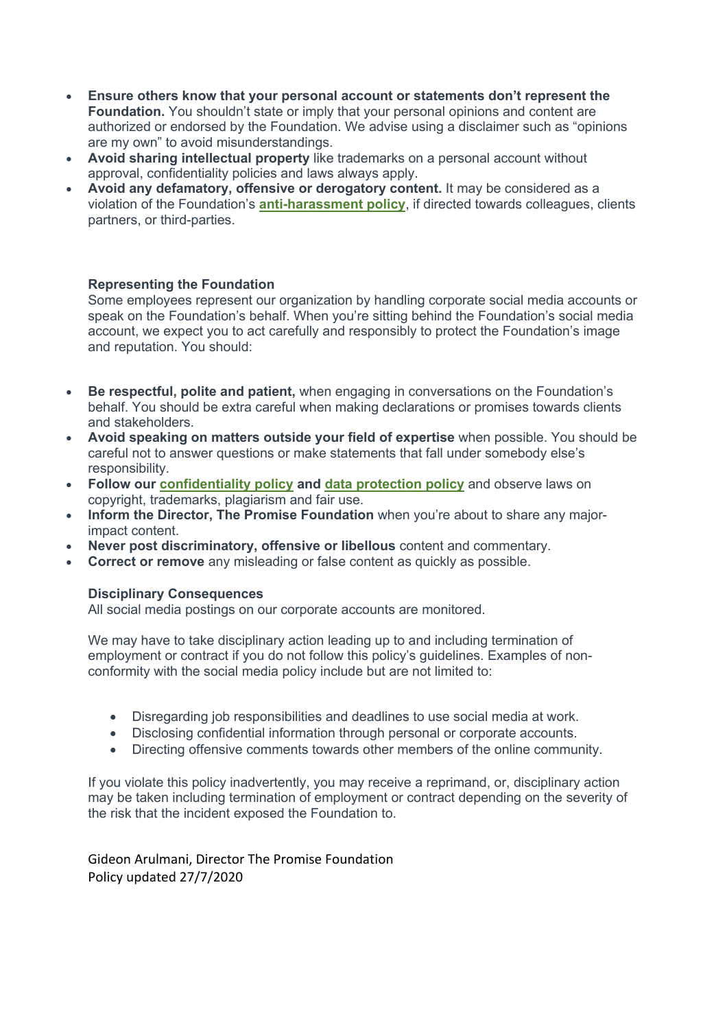- **Ensure others know that your personal account or statements don't represent the Foundation.** You shouldn't state or imply that your personal opinions and content are authorized or endorsed by the Foundation. We advise using a disclaimer such as "opinions are my own" to avoid misunderstandings.
- **Avoid sharing intellectual property** like trademarks on a personal account without approval, confidentiality policies and laws always apply.
- **Avoid any defamatory, offensive or derogatory content.** It may be considered as a violation of the Foundation's **anti-harassment policy**, if directed towards colleagues, clients partners, or third-parties.

**Representing the Foundation**

Some employees represent our organization by handling corporate social media accounts or speak on the Foundation's behalf. When you're sitting behind the Foundation's social media account, we expect you to act carefully and responsibly to protect the Foundation's image and reputation. You should:

- **Be respectful, polite and patient,** when engaging in conversations on the Foundation's behalf. You should be extra careful when making declarations or promises towards clients and stakeholders.
- **Avoid speaking on matters outside your field of expertise** when possible. You should be careful not to answer questions or make statements that fall under somebody else's responsibility.
- **Follow our confidentiality policy and data protection policy** and observe laws on copyright, trademarks, plagiarism and fair use.
- **Inform the Director, The Promise Foundation** when you're about to share any major-impact content.
- **Never post discriminatory, offensive or libellous** content and commentary.
- **Correct or remove** any misleading or false content as quickly as possible.

**Disciplinary Consequences**

All social media postings on our corporate accounts are monitored.

We may have to take disciplinary action leading up to and including termination of employment or contract if you do not follow this policy's guidelines. Examples of non-conformity with the social media policy include but are not limited to:

- Disregarding job responsibilities and deadlines to use social media at work.
- Disclosing confidential information through personal or corporate accounts.
- Directing offensive comments towards other members of the online community.

If you violate this policy inadvertently, you may receive a reprimand, or, disciplinary action may be taken including termination of employment or contract depending on the severity of the risk that the incident exposed the Foundation to.

Gideon Arulmani, Director The Promise Foundation
Policy updated 27/7/2020